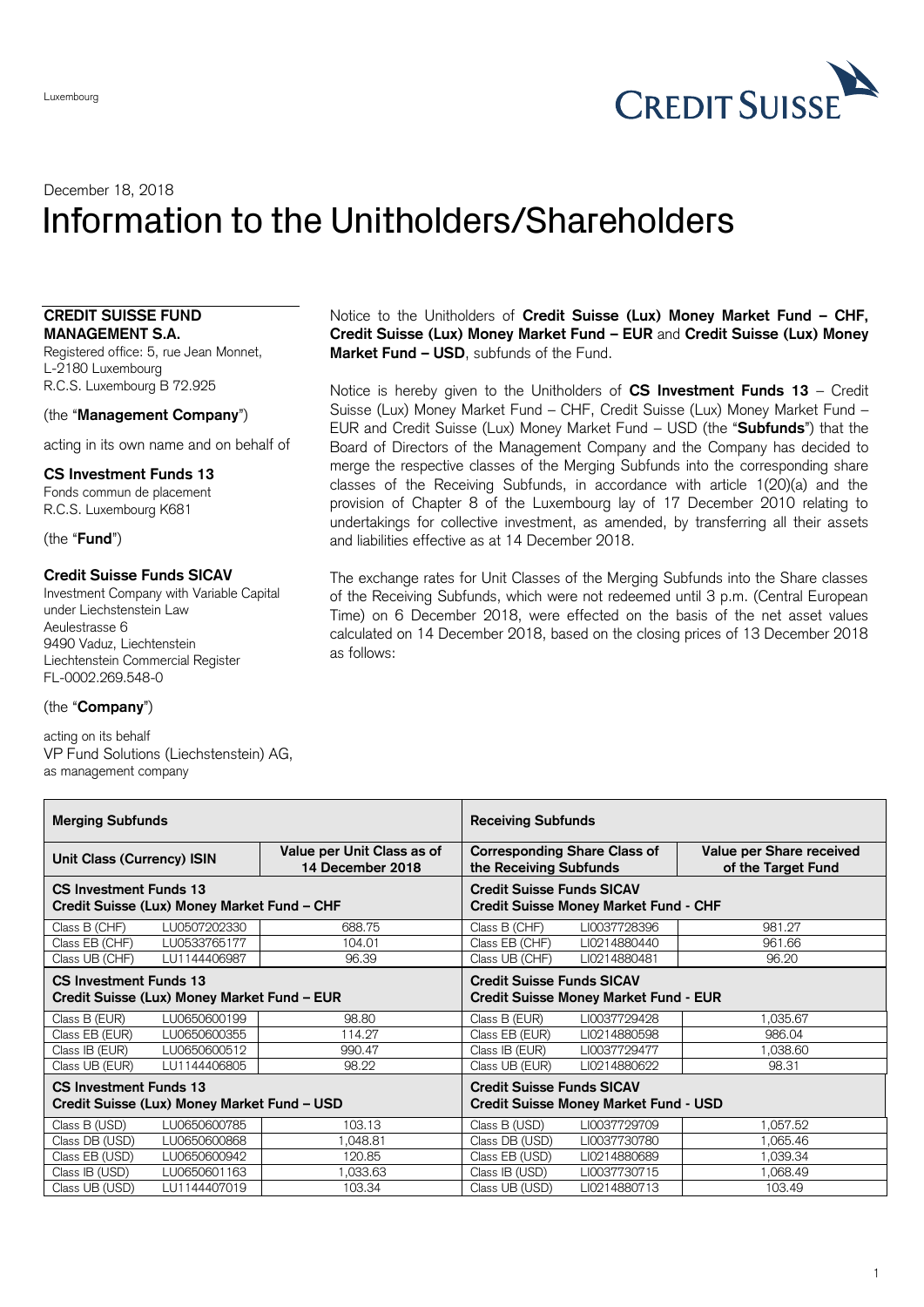Luxembourg

December 18, 2018

# Information to the Unitholders/Shareholders

**CREDIT SUISSE FUND MANAGEMENT S.A.**
Registered office: 5, rue Jean Monnet,
L-2180 Luxembourg
R.C.S. Luxembourg B 72.925

(the "**Management Company**")

acting in its own name and on behalf of

**CS Investment Funds 13**
Fonds commun de placement
R.C.S. Luxembourg K681

(the "**Fund**")

**Credit Suisse Funds SICAV**
Investment Company with Variable Capital under Liechtenstein Law
Aeulestrasse 6
9490 Vaduz, Liechtenstein
Liechtenstein Commercial Register
FL-0002.269.548-0

(the "**Company**")

acting on its behalf
VP Fund Solutions (Liechtenstein) AG,
as management company

Notice to the Unitholders of **Credit Suisse (Lux) Money Market Fund – CHF, Credit Suisse (Lux) Money Market Fund – EUR** and **Credit Suisse (Lux) Money Market Fund – USD**, subfunds of the Fund.

Notice is hereby given to the Unitholders of **CS Investment Funds 13** – Credit Suisse (Lux) Money Market Fund – CHF, Credit Suisse (Lux) Money Market Fund – EUR and Credit Suisse (Lux) Money Market Fund – USD (the "**Subfunds**") that the Board of Directors of the Management Company and the Company has decided to merge the respective classes of the Merging Subfunds into the corresponding share classes of the Receiving Subfunds, in accordance with article 1(20)(a) and the provision of Chapter 8 of the Luxembourg lay of 17 December 2010 relating to undertakings for collective investment, as amended, by transferring all their assets and liabilities effective as at 14 December 2018.

The exchange rates for Unit Classes of the Merging Subfunds into the Share classes of the Receiving Subfunds, which were not redeemed until 3 p.m. (Central European Time) on 6 December 2018, were effected on the basis of the net asset values calculated on 14 December 2018, based on the closing prices of 13 December 2018 as follows:

| **Merging Subfunds** | | | **Receiving Subfunds** | | |
|---|---|---|---|---|---|
| **Unit Class (Currency)** | **ISIN** | **Value per Unit Class as of 14 December 2018** | **Corresponding Share Class of the Receiving Subfunds** | | **Value per Share received of the Target Fund** |
| **CS Investment Funds 13 Credit Suisse (Lux) Money Market Fund – CHF** | | | **Credit Suisse Funds SICAV Credit Suisse Money Market Fund - CHF** | | |
| Class B (CHF) | LU0507202330 | 688.75 | Class B (CHF) | LI0037728396 | 981.27 |
| Class EB (CHF) | LU0533765177 | 104.01 | Class EB (CHF) | LI0214880440 | 961.66 |
| Class UB (CHF) | LU1144406987 | 96.39 | Class UB (CHF) | LI0214880481 | 96.20 |
| **CS Investment Funds 13 Credit Suisse (Lux) Money Market Fund – EUR** | | | **Credit Suisse Funds SICAV Credit Suisse Money Market Fund - EUR** | | |
| Class B (EUR) | LU0650600199 | 98.80 | Class B (EUR) | LI0037729428 | 1,035.67 |
| Class EB (EUR) | LU0650600355 | 114.27 | Class EB (EUR) | LI0214880598 | 986.04 |
| Class IB (EUR) | LU0650600512 | 990.47 | Class IB (EUR) | LI0037729477 | 1,038.60 |
| Class UB (EUR) | LU1144406805 | 98.22 | Class UB (EUR) | LI0214880622 | 98.31 |
| **CS Investment Funds 13 Credit Suisse (Lux) Money Market Fund – USD** | | | **Credit Suisse Funds SICAV Credit Suisse Money Market Fund - USD** | | |
| Class B (USD) | LU0650600785 | 103.13 | Class B (USD) | LI0037729709 | 1,057.52 |
| Class DB (USD) | LU0650600868 | 1,048.81 | Class DB (USD) | LI0037730780 | 1,065.46 |
| Class EB (USD) | LU0650600942 | 120.85 | Class EB (USD) | LI0214880689 | 1,039.34 |
| Class IB (USD) | LU0650601163 | 1,033.63 | Class IB (USD) | LI0037730715 | 1,068.49 |
| Class UB (USD) | LU1144407019 | 103.34 | Class UB (USD) | LI0214880713 | 103.49 |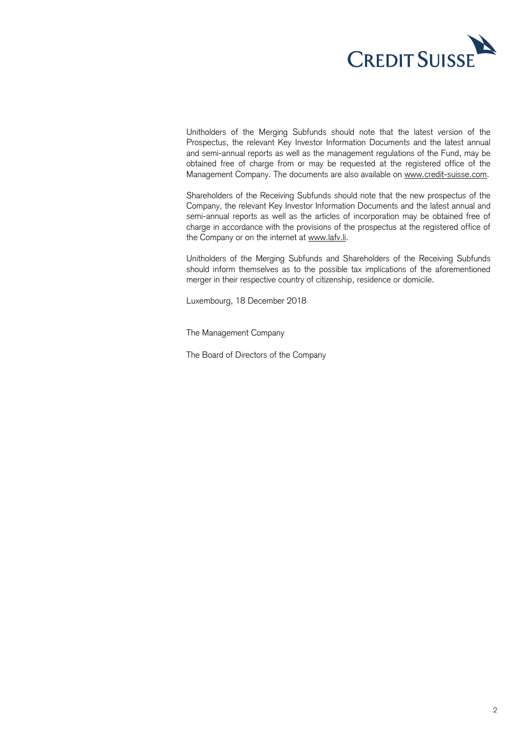Unitholders of the Merging Subfunds should note that the latest version of the Prospectus, the relevant Key Investor Information Documents and the latest annual and semi-annual reports as well as the management regulations of the Fund, may be obtained free of charge from or may be requested at the registered office of the Management Company. The documents are also available on www.credit-suisse.com.

Shareholders of the Receiving Subfunds should note that the new prospectus of the Company, the relevant Key Investor Information Documents and the latest annual and semi-annual reports as well as the articles of incorporation may be obtained free of charge in accordance with the provisions of the prospectus at the registered office of the Company or on the internet at www.lafv.li.

Unitholders of the Merging Subfunds and Shareholders of the Receiving Subfunds should inform themselves as to the possible tax implications of the aforementioned merger in their respective country of citizenship, residence or domicile.

Luxembourg, 18 December 2018

The Management Company

The Board of Directors of the Company